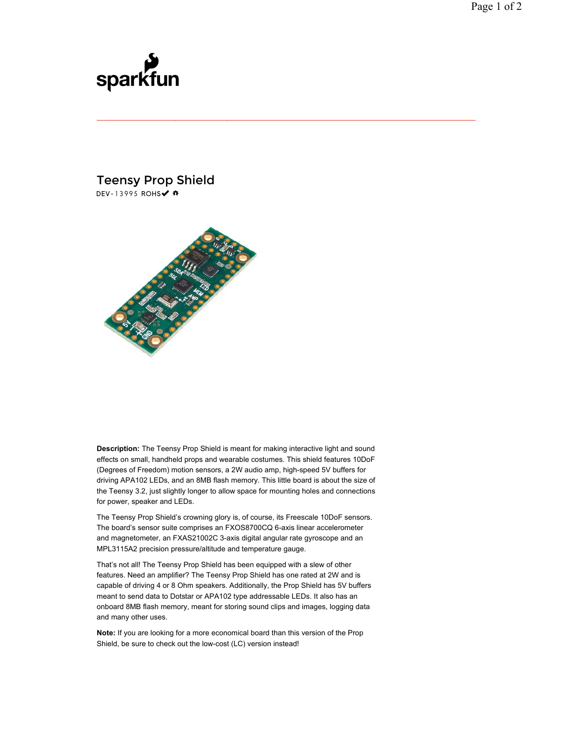# Teensy Prop Shield

DEV-13995 ROHS✔

**Description:** The Teensy Prop Shield is meant for making interactive light and sound effects on small, handheld props and wearable costumes. This shield features 10DoF (Degrees of Freedom) motion sensors, a 2W audio amp, high-speed 5V buffers for driving APA102 LEDs, and an 8MB flash memory. This little board is about the size of the Teensy 3.2, just slightly longer to allow space for mounting holes and connections for power, speaker and LEDs.

The Teensy Prop Shield's crowning glory is, of course, its Freescale 10DoF sensors. The board's sensor suite comprises an FXOS8700CQ 6-axis linear accelerometer and magnetometer, an FXAS21002C 3-axis digital angular rate gyroscope and an MPL3115A2 precision pressure/altitude and temperature gauge.

That's not all! The Teensy Prop Shield has been equipped with a slew of other features. Need an amplifier? The Teensy Prop Shield has one rated at 2W and is capable of driving 4 or 8 Ohm speakers. Additionally, the Prop Shield has 5V buffers meant to send data to Dotstar or APA102 type addressable LEDs. It also has an onboard 8MB flash memory, meant for storing sound clips and images, logging data and many other uses.

**Note:** If you are looking for a more economical board than this version of the Prop Shield, be sure to check out the low-cost (LC) version instead!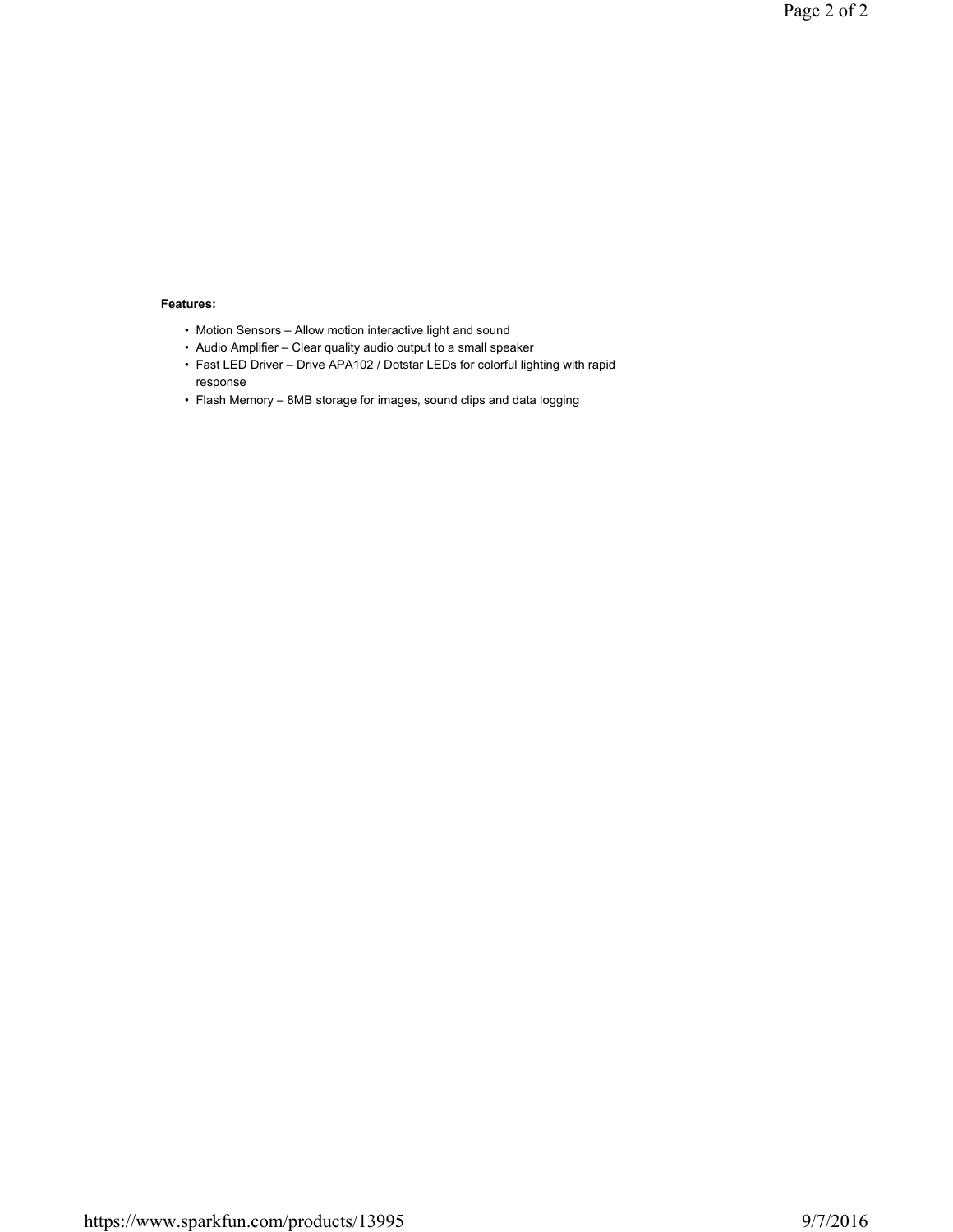**Features:**

- Motion Sensors – Allow motion interactive light and sound
- Audio Amplifier – Clear quality audio output to a small speaker
- Fast LED Driver – Drive APA102 / Dotstar LEDs for colorful lighting with rapid response
- Flash Memory – 8MB storage for images, sound clips and data logging